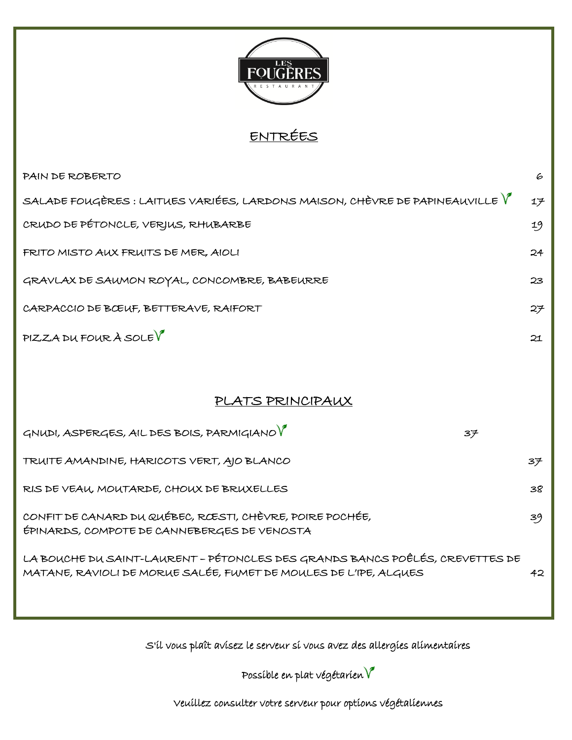# LES FOUGÈRES
RESTAURANT

## ENTRÉES

| | |
|---|---|
| PAIN DE ROBERTO | 6 |
| SALADE FOUGÈRES : LAITUES VARIÉES, LARDONS MAISON, CHÈVRE DE PAPINEAUVILLE V | 17 |
| CRUDO DE PÉTONCLE, VERJUS, RHUBARBE | 19 |
| FRITO MISTO AUX FRUITS DE MER, AIOLI | 24 |
| GRAVLAX DE SAUMON ROYAL, CONCOMBRE, BABEURRE | 23 |
| CARPACCIO DE BŒUF, BETTERAVE, RAIFORT | 27 |
| PIZZA DU FOUR À SOLE V | 21 |

## PLATS PRINCIPAUX

| | |
|---|---|
| GNUDI, ASPERGES, AIL DES BOIS, PARMIGIANO V | 37 |
| TRUITE AMANDINE, HARICOTS VERT, AJO BLANCO | 37 |
| RIS DE VEAU, MOUTARDE, CHOUX DE BRUXELLES | 38 |
| CONFIT DE CANARD DU QUÉBEC, RŒSTI, CHÈVRE, POIRE POCHÉE, ÉPINARDS, COMPOTE DE CANNEBERGES DE VENOSTA | 39 |
| LA BOUCHE DU SAINT-LAURENT – PÉTONCLES DES GRANDS BANCS POÊLÉS, CREVETTES DE MATANE, RAVIOLI DE MORUE SALÉE, FUMET DE MOULES DE L'IPE, ALGUES | 42 |

S'il vous plaît avisez le serveur si vous avez des allergies alimentaires

Possible en plat végétarien V

Veuillez consulter votre serveur pour options végétaliennes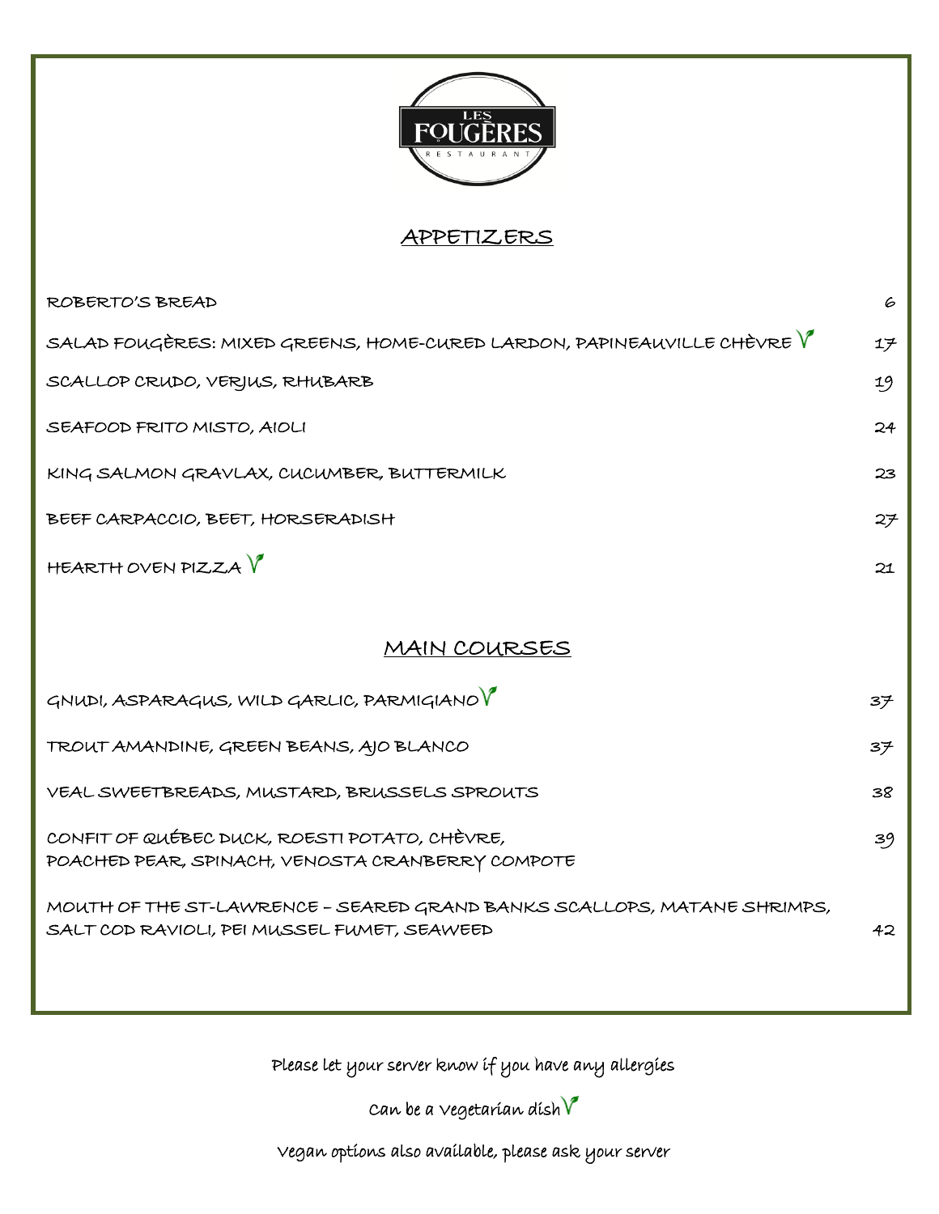LES FOUGÈRES
RESTAURANT

## APPETIZERS

| | |
|---|---|
| ROBERTO'S BREAD | 6 |
| SALAD FOUGÈRES: MIXED GREENS, HOME-CURED LARDON, PAPINEAUVILLE CHÈVRE V | 17 |
| SCALLOP CRUDO, VERJUS, RHUBARB | 19 |
| SEAFOOD FRITO MISTO, AIOLI | 24 |
| KING SALMON GRAVLAX, CUCUMBER, BUTTERMILK | 23 |
| BEEF CARPACCIO, BEET, HORSERADISH | 27 |
| HEARTH OVEN PIZZA V | 21 |

## MAIN COURSES

| | |
|---|---|
| GNUDI, ASPARAGUS, WILD GARLIC, PARMIGIANO V | 37 |
| TROUT AMANDINE, GREEN BEANS, AJO BLANCO | 37 |
| VEAL SWEETBREADS, MUSTARD, BRUSSELS SPROUTS | 38 |
| CONFIT OF QUÉBEC DUCK, ROESTI POTATO, CHÈVRE, POACHED PEAR, SPINACH, VENOSTA CRANBERRY COMPOTE | 39 |
| MOUTH OF THE ST-LAWRENCE – SEARED GRAND BANKS SCALLOPS, MATANE SHRIMPS, SALT COD RAVIOLI, PEI MUSSEL FUMET, SEAWEED | 42 |

Please let your server know if you have any allergies

Can be a Vegetarian dish V

Vegan options also available, please ask your server